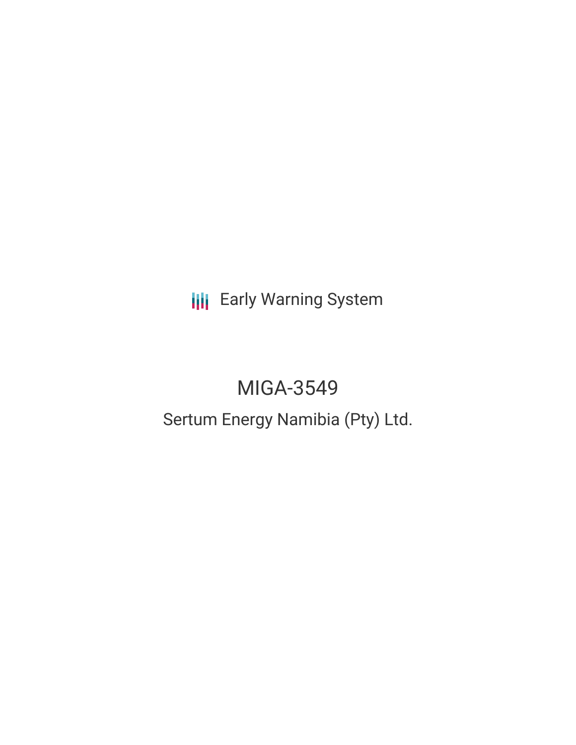Early Warning System

# MIGA-3549

## Sertum Energy Namibia (Pty) Ltd.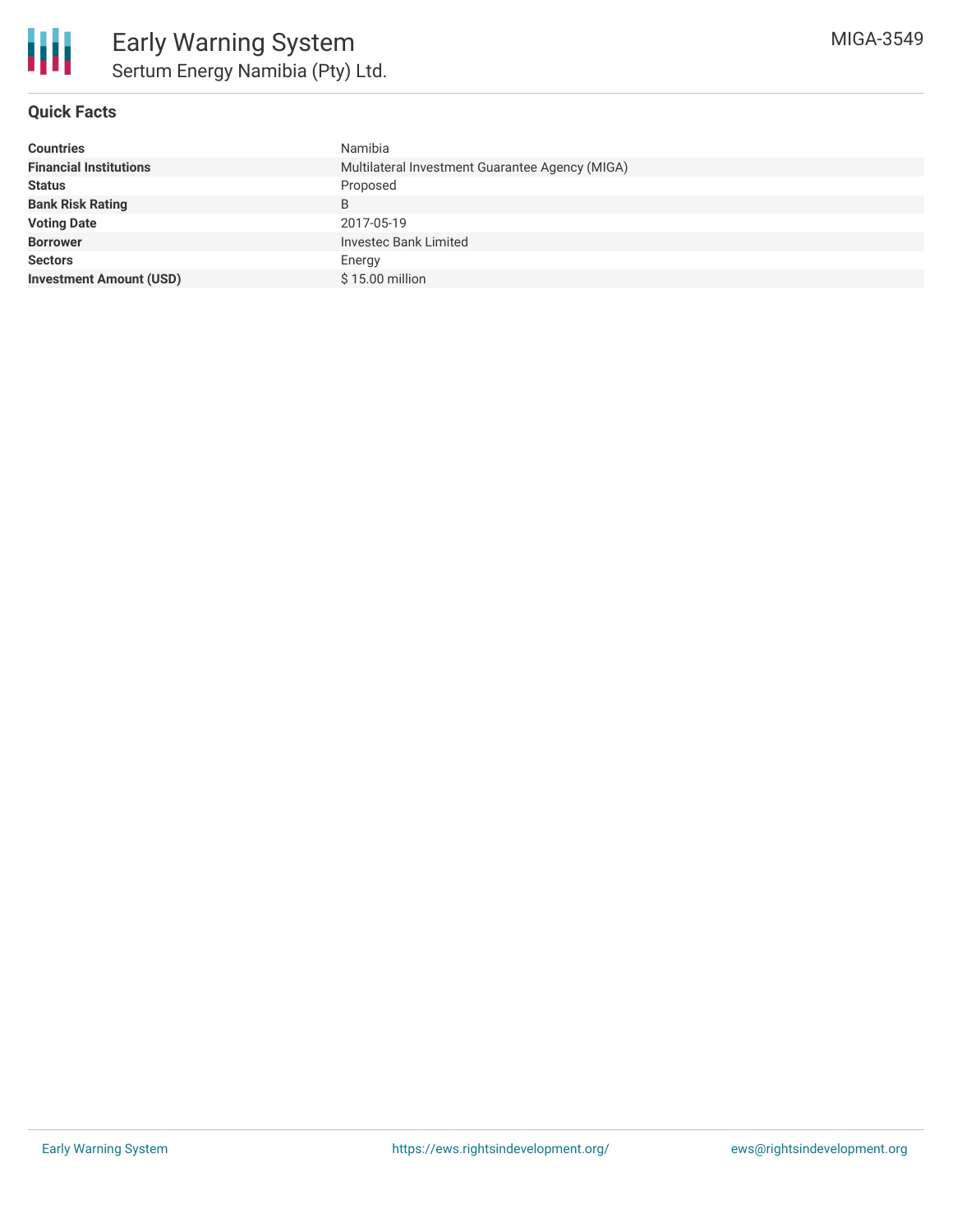# Early Warning System

## Sertum Energy Namibia (Pty) Ltd.

MIGA-3549

### Quick Facts

| | |
|---|---|
| **Countries** | Namibia |
| **Financial Institutions** | Multilateral Investment Guarantee Agency (MIGA) |
| **Status** | Proposed |
| **Bank Risk Rating** | B |
| **Voting Date** | 2017-05-19 |
| **Borrower** | Investec Bank Limited |
| **Sectors** | Energy |
| **Investment Amount (USD)** | $ 15.00 million |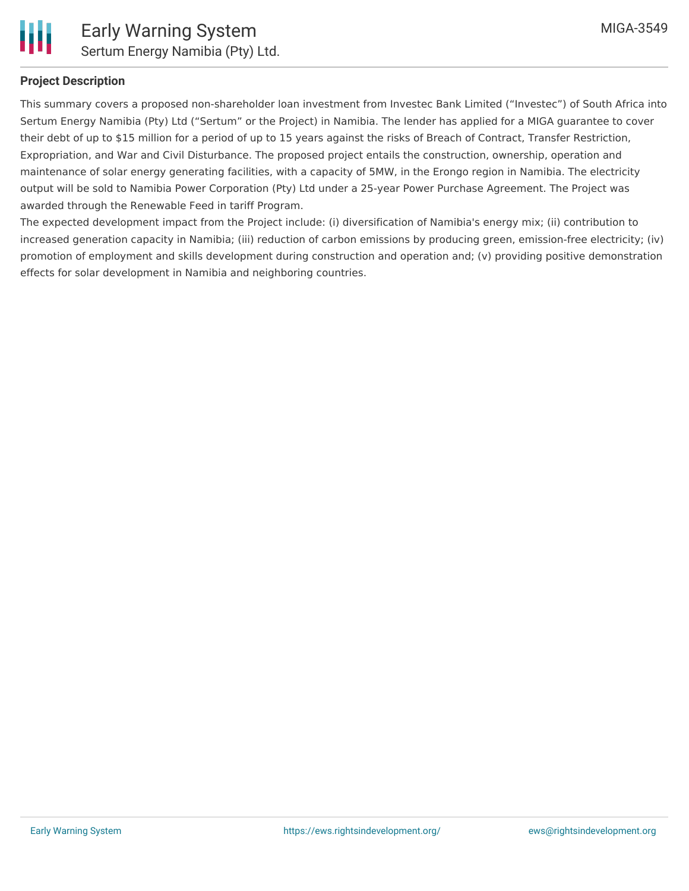## Project Description

This summary covers a proposed non-shareholder loan investment from Investec Bank Limited ("Investec") of South Africa into Sertum Energy Namibia (Pty) Ltd ("Sertum" or the Project) in Namibia. The lender has applied for a MIGA guarantee to cover their debt of up to $15 million for a period of up to 15 years against the risks of Breach of Contract, Transfer Restriction, Expropriation, and War and Civil Disturbance. The proposed project entails the construction, ownership, operation and maintenance of solar energy generating facilities, with a capacity of 5MW, in the Erongo region in Namibia. The electricity output will be sold to Namibia Power Corporation (Pty) Ltd under a 25-year Power Purchase Agreement. The Project was awarded through the Renewable Feed in tariff Program.

The expected development impact from the Project include: (i) diversification of Namibia's energy mix; (ii) contribution to increased generation capacity in Namibia; (iii) reduction of carbon emissions by producing green, emission-free electricity; (iv) promotion of employment and skills development during construction and operation and; (v) providing positive demonstration effects for solar development in Namibia and neighboring countries.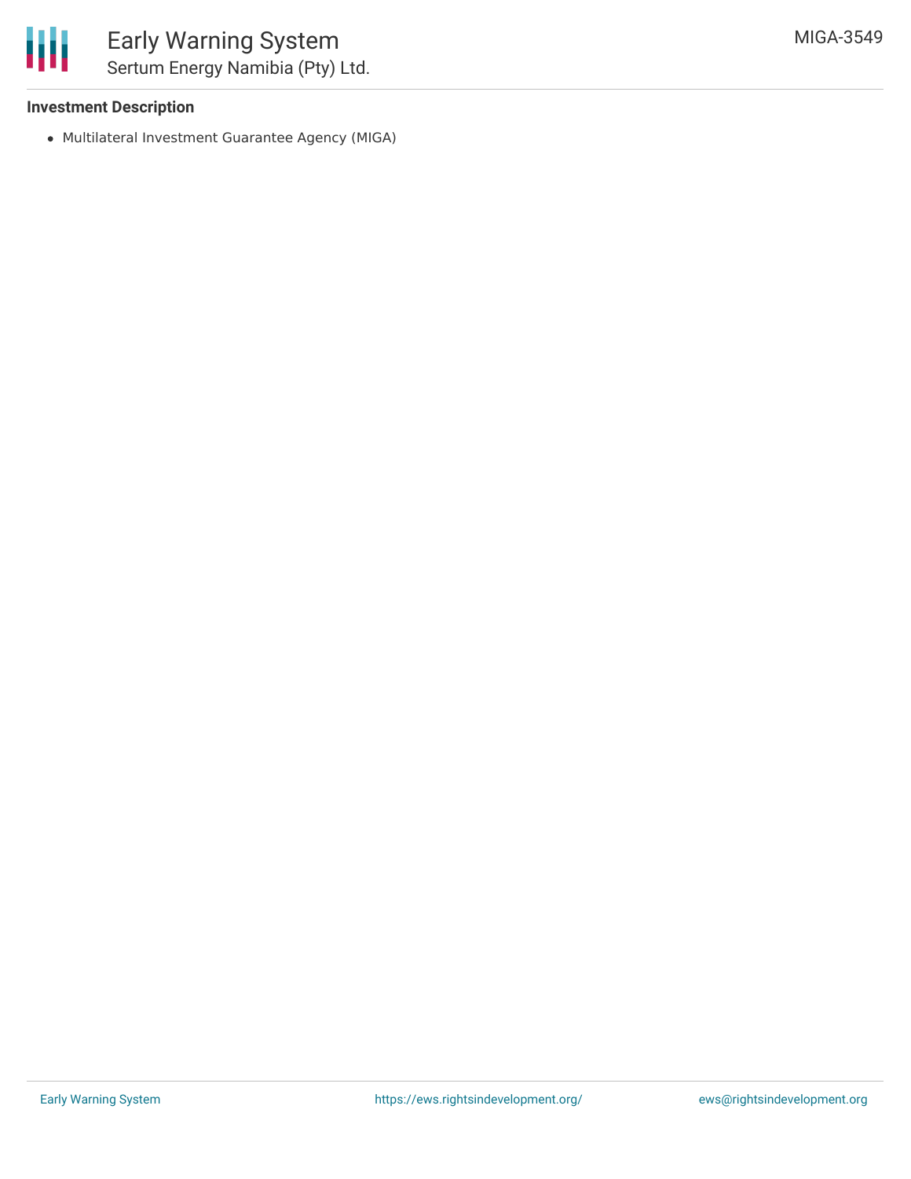### Investment Description

- Multilateral Investment Guarantee Agency (MIGA)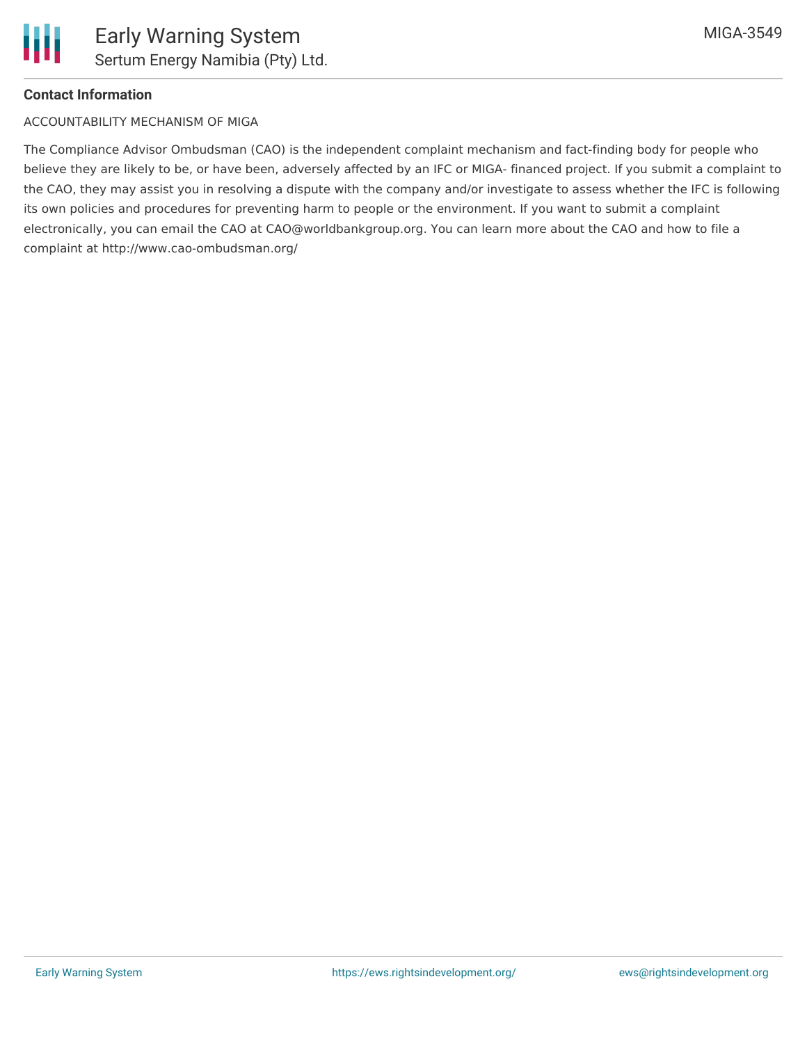**Contact Information**

ACCOUNTABILITY MECHANISM OF MIGA

The Compliance Advisor Ombudsman (CAO) is the independent complaint mechanism and fact-finding body for people who believe they are likely to be, or have been, adversely affected by an IFC or MIGA- financed project. If you submit a complaint to the CAO, they may assist you in resolving a dispute with the company and/or investigate to assess whether the IFC is following its own policies and procedures for preventing harm to people or the environment. If you want to submit a complaint electronically, you can email the CAO at CAO@worldbankgroup.org. You can learn more about the CAO and how to file a complaint at http://www.cao-ombudsman.org/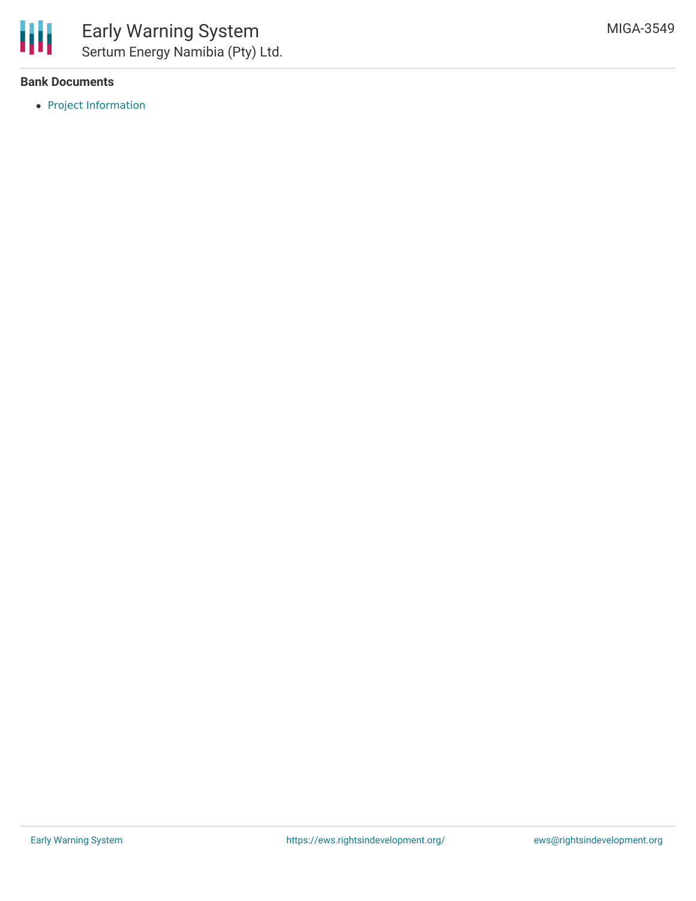**Bank Documents**

- Project Information